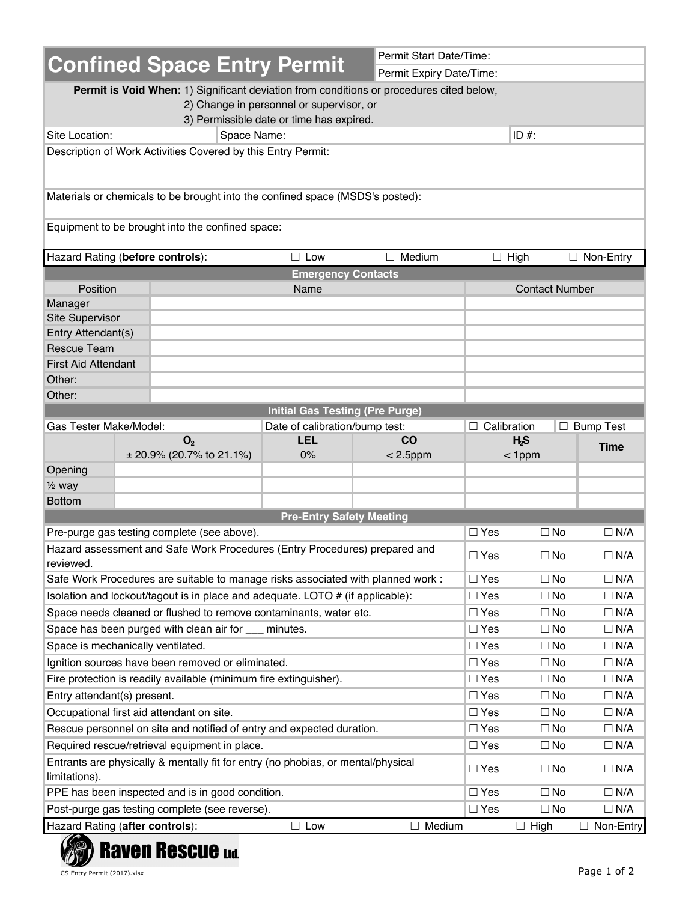# Confined Space Entry Permit

| | |
|---|---|
| Permit Start Date/Time: | |
| Permit Expiry Date/Time: | |

**Permit is Void When:** 1) Significant deviation from conditions or procedures cited below,
2) Change in personnel or supervisor, or
3) Permissible date or time has expired.

| Site Location: | Space Name: | ID #: |
|---|---|---|

Description of Work Activities Covered by this Entry Permit:

Materials or chemicals to be brought into the confined space (MSDS's posted):

Equipment to be brought into the confined space:

| Hazard Rating (**before controls**): | ☐ Low | ☐ Medium | ☐ High | ☐ Non-Entry |
|---|---|---|---|---|

## Emergency Contacts

| Position | Name | Contact Number |
|---|---|---|
| Manager | | |
| Site Supervisor | | |
| Entry Attendant(s) | | |
| Rescue Team | | |
| First Aid Attendant | | |
| Other: | | |
| Other: | | |

## Initial Gas Testing (Pre Purge)

| Gas Tester Make/Model: | | Date of calibration/bump test: | | ☐ Calibration | ☐ Bump Test |
|---|---|---|---|---|---|
| | $O_2$ ± 20.9% (20.7% to 21.1%) | LEL 0% | CO < 2.5ppm | $H_2S$ < 1ppm | Time |
| Opening | | | | | |
| ½ way | | | | | |
| Bottom | | | | | |

## Pre-Entry Safety Meeting

| | | | |
|---|---|---|---|
| Pre-purge gas testing complete (see above). | ☐ Yes | ☐ No | ☐ N/A |
| Hazard assessment and Safe Work Procedures (Entry Procedures) prepared and reviewed. | ☐ Yes | ☐ No | ☐ N/A |
| Safe Work Procedures are suitable to manage risks associated with planned work : | ☐ Yes | ☐ No | ☐ N/A |
| Isolation and lockout/tagout is in place and adequate. LOTO # (if applicable): | ☐ Yes | ☐ No | ☐ N/A |
| Space needs cleaned or flushed to remove contaminants, water etc. | ☐ Yes | ☐ No | ☐ N/A |
| Space has been purged with clean air for ___ minutes. | ☐ Yes | ☐ No | ☐ N/A |
| Space is mechanically ventilated. | ☐ Yes | ☐ No | ☐ N/A |
| Ignition sources have been removed or eliminated. | ☐ Yes | ☐ No | ☐ N/A |
| Fire protection is readily available (minimum fire extinguisher). | ☐ Yes | ☐ No | ☐ N/A |
| Entry attendant(s) present. | ☐ Yes | ☐ No | ☐ N/A |
| Occupational first aid attendant on site. | ☐ Yes | ☐ No | ☐ N/A |
| Rescue personnel on site and notified of entry and expected duration. | ☐ Yes | ☐ No | ☐ N/A |
| Required rescue/retrieval equipment in place. | ☐ Yes | ☐ No | ☐ N/A |
| Entrants are physically & mentally fit for entry (no phobias, or mental/physical limitations). | ☐ Yes | ☐ No | ☐ N/A |
| PPE has been inspected and is in good condition. | ☐ Yes | ☐ No | ☐ N/A |
| Post-purge gas testing complete (see reverse). | ☐ Yes | ☐ No | ☐ N/A |

| Hazard Rating (**after controls**): | ☐ Low | ☐ Medium | ☐ High | ☐ Non-Entry |
|---|---|---|---|---|

Raven Rescue Ltd.

CS Entry Permit (2017).xlsx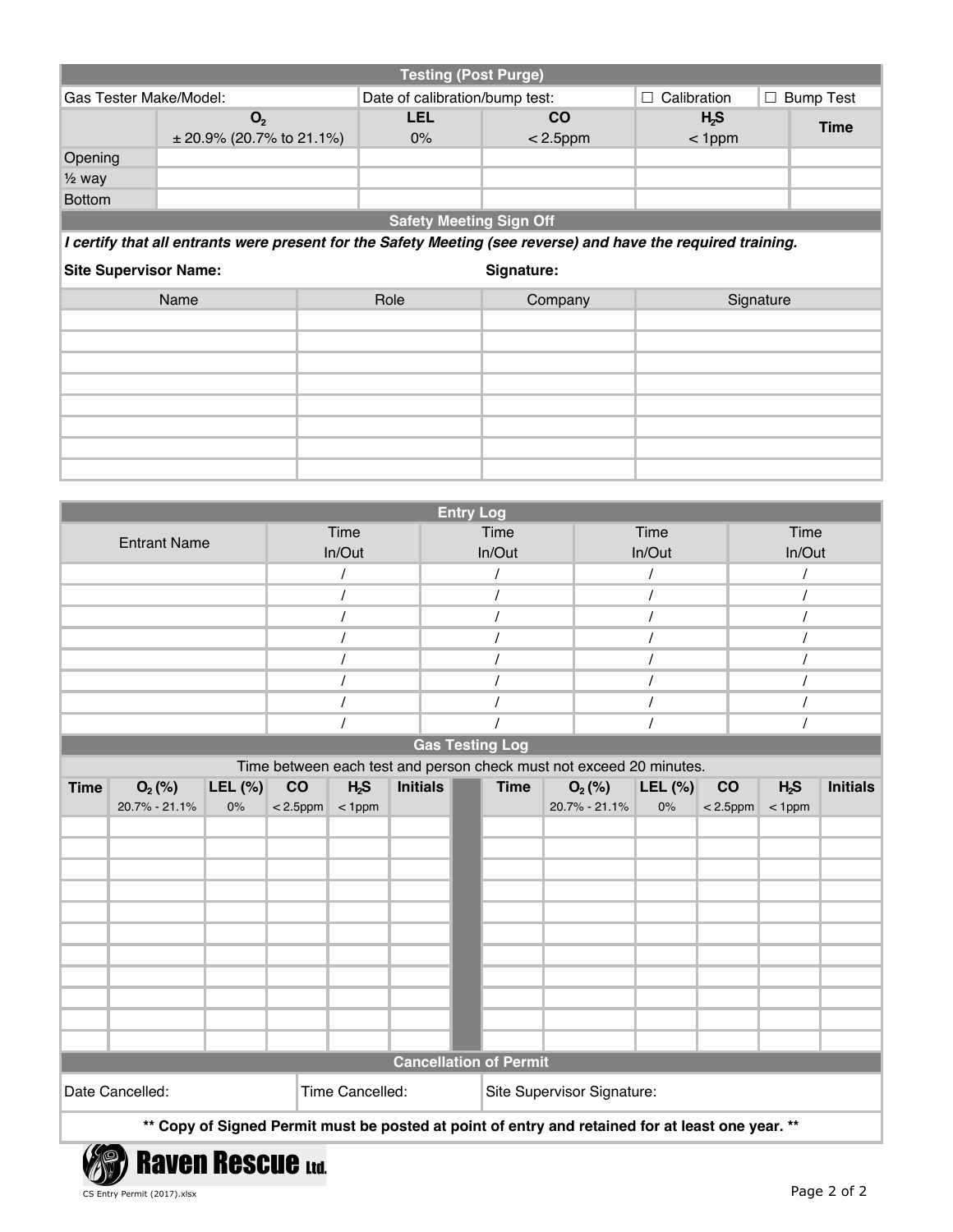## Testing (Post Purge)

| Gas Tester Make/Model: | | Date of calibration/bump test: | | ☐ Calibration | ☐ Bump Test |
|---|---|---|---|---|---|
| | $O_2$ ± 20.9% (20.7% to 21.1%) | LEL 0% | CO < 2.5ppm | $H_2S$ < 1ppm | Time |
| Opening | | | | | |
| ½ way | | | | | |
| Bottom | | | | | |

## Safety Meeting Sign Off

***I certify that all entrants were present for the Safety Meeting (see reverse) and have the required training.***

**Site Supervisor Name:** **Signature:**

| Name | Role | Company | Signature |
|---|---|---|---|
| | | | |
| | | | |
| | | | |
| | | | |
| | | | |
| | | | |
| | | | |
| | | | |

## Entry Log

| Entrant Name | Time In/Out | Time In/Out | Time In/Out | Time In/Out |
|---|---|---|---|---|
| | / | / | / | / |
| | / | / | / | / |
| | / | / | / | / |
| | / | / | / | / |
| | / | / | / | / |
| | / | / | / | / |
| | / | / | / | / |
| | / | / | / | / |

## Gas Testing Log

Time between each test and person check must not exceed 20 minutes.

| Time | $O_2$ (%) 20.7% - 21.1% | LEL (%) 0% | CO < 2.5ppm | $H_2S$ < 1ppm | Initials | | Time | $O_2$ (%) 20.7% - 21.1% | LEL (%) 0% | CO < 2.5ppm | $H_2S$ < 1ppm | Initials |
|---|---|---|---|---|---|---|---|---|---|---|---|---|
| | | | | | | | | | | | | |
| | | | | | | | | | | | | |
| | | | | | | | | | | | | |
| | | | | | | | | | | | | |
| | | | | | | | | | | | | |
| | | | | | | | | | | | | |
| | | | | | | | | | | | | |
| | | | | | | | | | | | | |
| | | | | | | | | | | | | |
| | | | | | | | | | | | | |
| | | | | | | | | | | | | |

## Cancellation of Permit

| Date Cancelled: | Time Cancelled: | Site Supervisor Signature: |
|---|---|---|

**\*\* Copy of Signed Permit must be posted at point of entry and retained for at least one year. \*\***

Raven Rescue Ltd.

CS Entry Permit (2017).xlsx